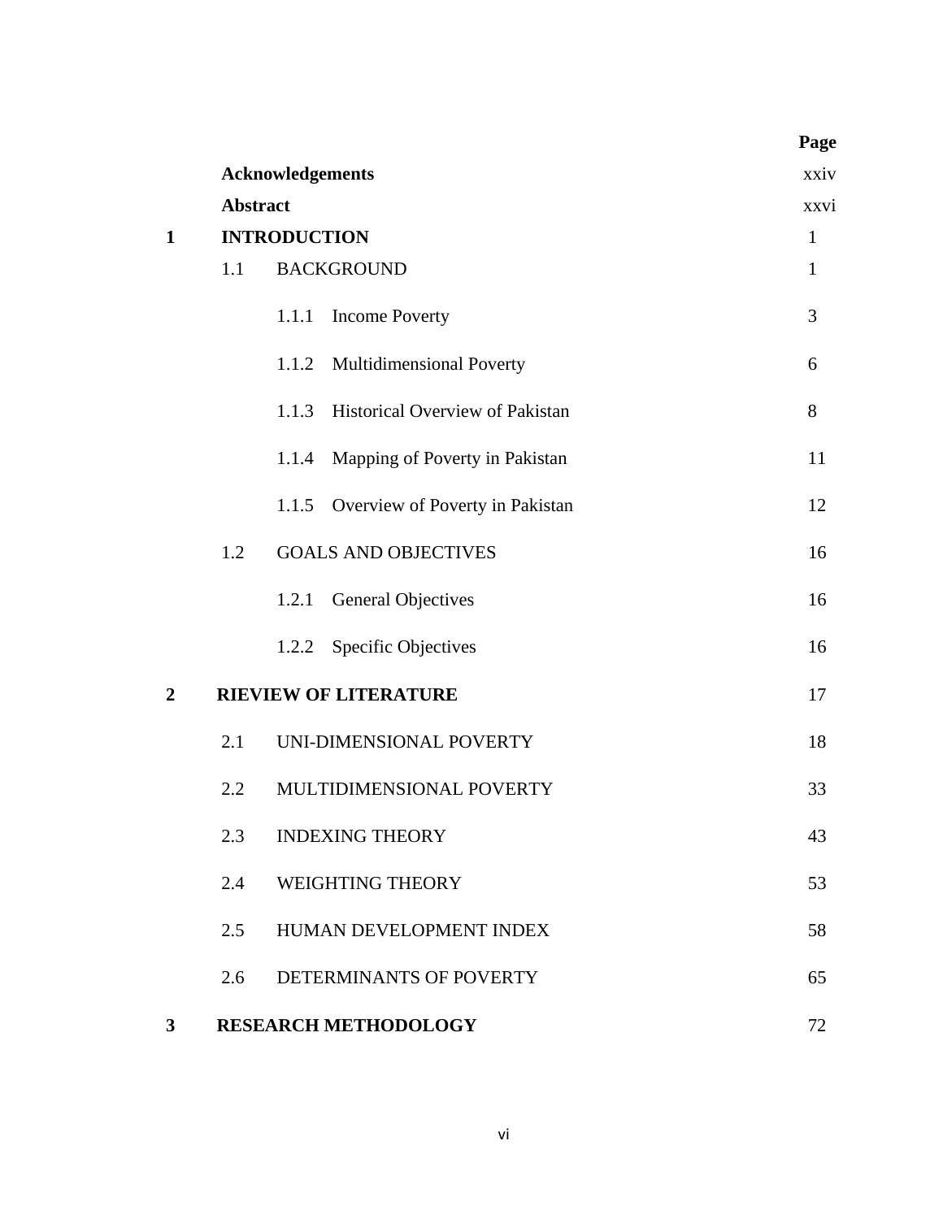| | | Page |
|---|---|---|
| | **Acknowledgements** | xxiv |
| | **Abstract** | xxvi |
| **1** | **INTRODUCTION** | 1 |
| | 1.1 BACKGROUND | 1 |
| | 1.1.1 Income Poverty | 3 |
| | 1.1.2 Multidimensional Poverty | 6 |
| | 1.1.3 Historical Overview of Pakistan | 8 |
| | 1.1.4 Mapping of Poverty in Pakistan | 11 |
| | 1.1.5 Overview of Poverty in Pakistan | 12 |
| | 1.2 GOALS AND OBJECTIVES | 16 |
| | 1.2.1 General Objectives | 16 |
| | 1.2.2 Specific Objectives | 16 |
| **2** | **RIEVIEW OF LITERATURE** | 17 |
| | 2.1 UNI-DIMENSIONAL POVERTY | 18 |
| | 2.2 MULTIDIMENSIONAL POVERTY | 33 |
| | 2.3 INDEXING THEORY | 43 |
| | 2.4 WEIGHTING THEORY | 53 |
| | 2.5 HUMAN DEVELOPMENT INDEX | 58 |
| | 2.6 DETERMINANTS OF POVERTY | 65 |
| **3** | **RESEARCH METHODOLOGY** | 72 |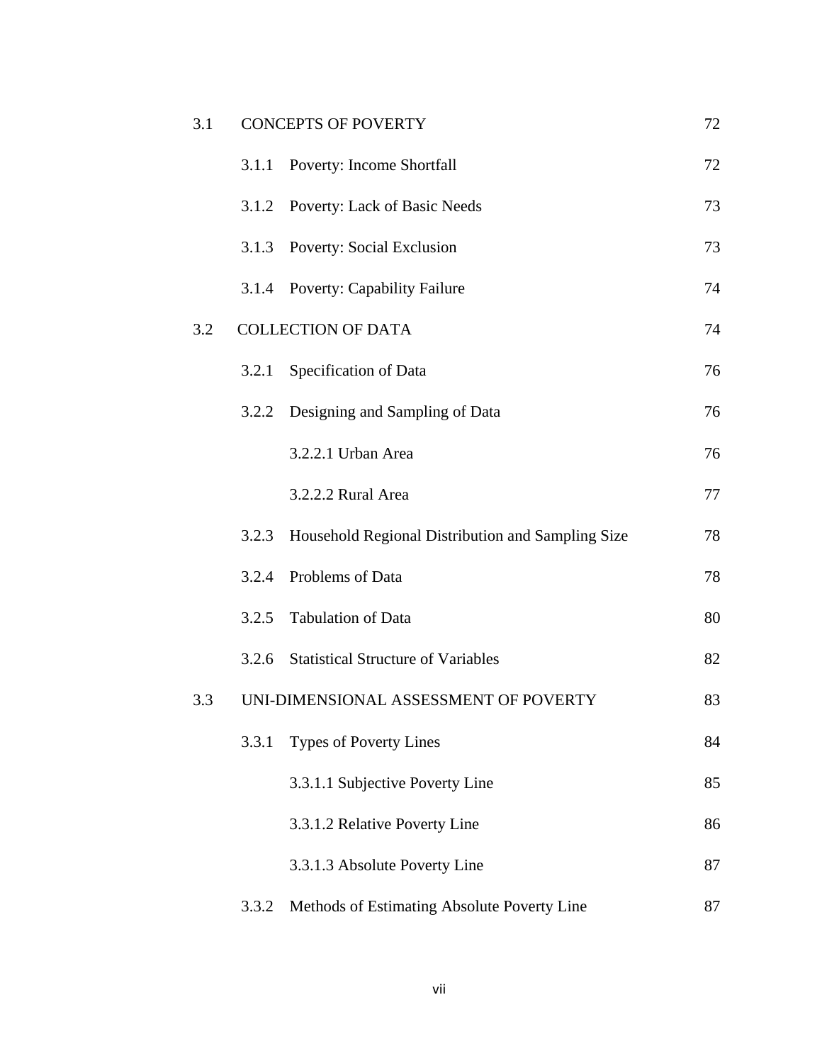| | | |
|---|---|---|
| 3.1 | CONCEPTS OF POVERTY | 72 |
| | 3.1.1 Poverty: Income Shortfall | 72 |
| | 3.1.2 Poverty: Lack of Basic Needs | 73 |
| | 3.1.3 Poverty: Social Exclusion | 73 |
| | 3.1.4 Poverty: Capability Failure | 74 |
| 3.2 | COLLECTION OF DATA | 74 |
| | 3.2.1 Specification of Data | 76 |
| | 3.2.2 Designing and Sampling of Data | 76 |
| | 3.2.2.1 Urban Area | 76 |
| | 3.2.2.2 Rural Area | 77 |
| | 3.2.3 Household Regional Distribution and Sampling Size | 78 |
| | 3.2.4 Problems of Data | 78 |
| | 3.2.5 Tabulation of Data | 80 |
| | 3.2.6 Statistical Structure of Variables | 82 |
| 3.3 | UNI-DIMENSIONAL ASSESSMENT OF POVERTY | 83 |
| | 3.3.1 Types of Poverty Lines | 84 |
| | 3.3.1.1 Subjective Poverty Line | 85 |
| | 3.3.1.2 Relative Poverty Line | 86 |
| | 3.3.1.3 Absolute Poverty Line | 87 |
| | 3.3.2 Methods of Estimating Absolute Poverty Line | 87 |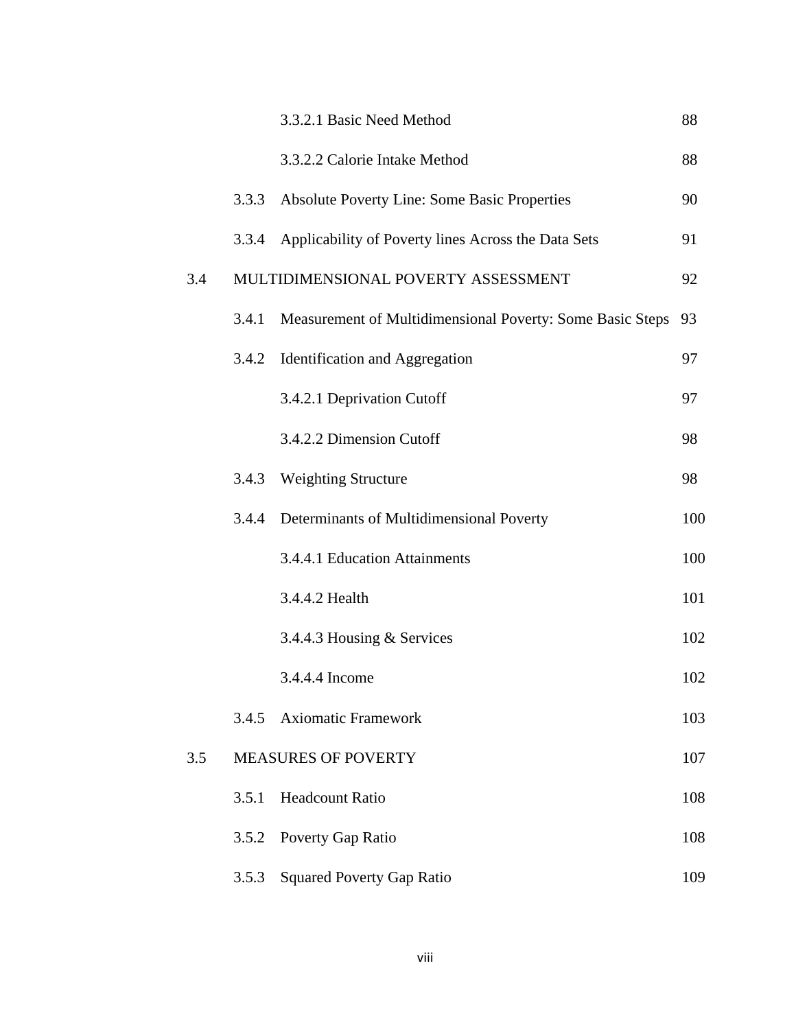| | | | |
|---|---|---|---|
| | | 3.3.2.1 Basic Need Method | 88 |
| | | 3.3.2.2 Calorie Intake Method | 88 |
| | 3.3.3 | Absolute Poverty Line: Some Basic Properties | 90 |
| | 3.3.4 | Applicability of Poverty lines Across the Data Sets | 91 |
| 3.4 | MULTIDIMENSIONAL POVERTY ASSESSMENT | | 92 |
| | 3.4.1 | Measurement of Multidimensional Poverty: Some Basic Steps | 93 |
| | 3.4.2 | Identification and Aggregation | 97 |
| | | 3.4.2.1 Deprivation Cutoff | 97 |
| | | 3.4.2.2 Dimension Cutoff | 98 |
| | 3.4.3 | Weighting Structure | 98 |
| | 3.4.4 | Determinants of Multidimensional Poverty | 100 |
| | | 3.4.4.1 Education Attainments | 100 |
| | | 3.4.4.2 Health | 101 |
| | | 3.4.4.3 Housing & Services | 102 |
| | | 3.4.4.4 Income | 102 |
| | 3.4.5 | Axiomatic Framework | 103 |
| 3.5 | MEASURES OF POVERTY | | 107 |
| | 3.5.1 | Headcount Ratio | 108 |
| | 3.5.2 | Poverty Gap Ratio | 108 |
| | 3.5.3 | Squared Poverty Gap Ratio | 109 |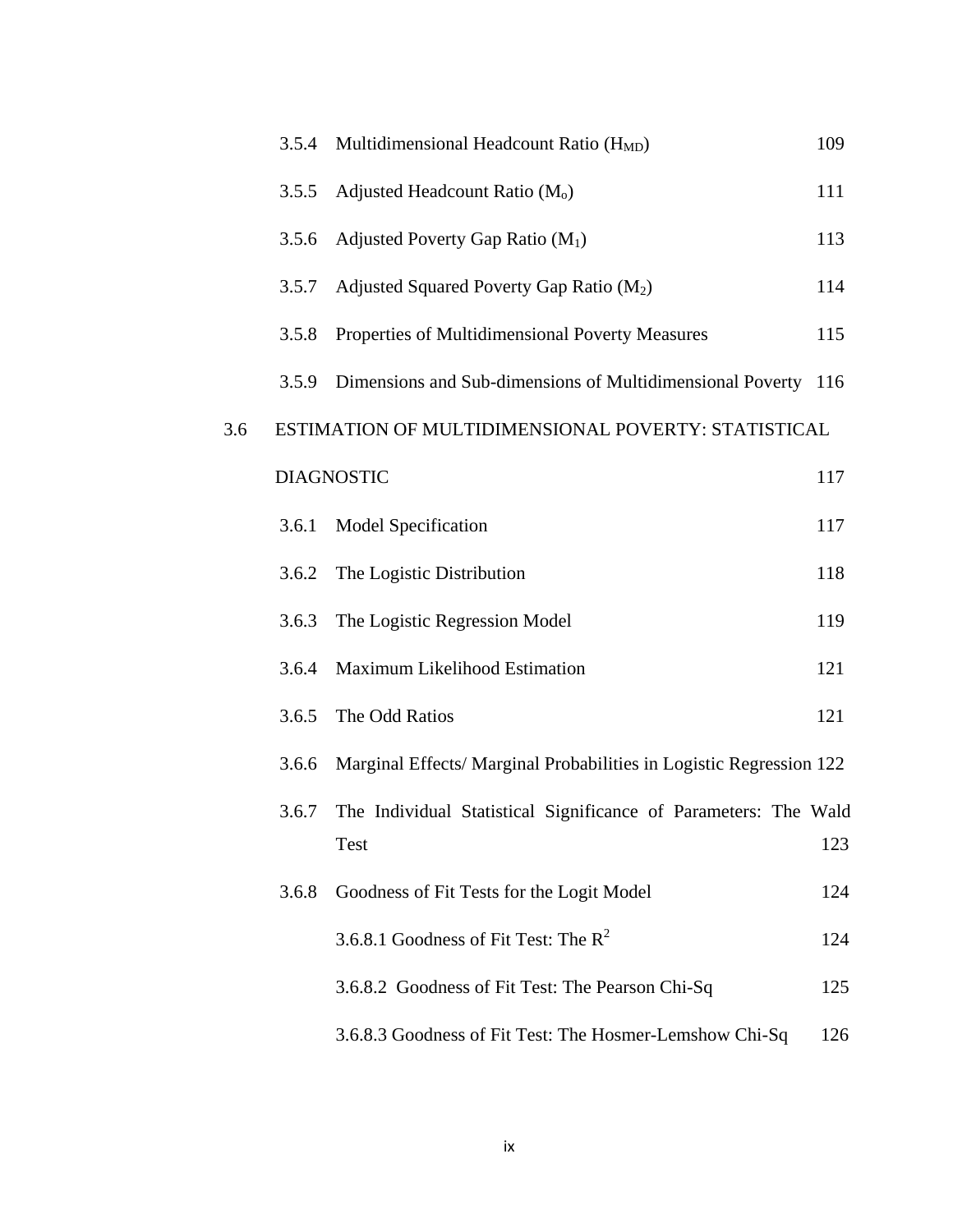| | | | |
|---|---|---|---|
| | 3.5.4 | Multidimensional Headcount Ratio ($H_{MD}$) | 109 |
| | 3.5.5 | Adjusted Headcount Ratio ($M_o$) | 111 |
| | 3.5.6 | Adjusted Poverty Gap Ratio ($M_1$) | 113 |
| | 3.5.7 | Adjusted Squared Poverty Gap Ratio ($M_2$) | 114 |
| | 3.5.8 | Properties of Multidimensional Poverty Measures | 115 |
| | 3.5.9 | Dimensions and Sub-dimensions of Multidimensional Poverty | 116 |
| 3.6 | ESTIMATION OF MULTIDIMENSIONAL POVERTY: STATISTICAL DIAGNOSTIC | | 117 |
| | 3.6.1 | Model Specification | 117 |
| | 3.6.2 | The Logistic Distribution | 118 |
| | 3.6.3 | The Logistic Regression Model | 119 |
| | 3.6.4 | Maximum Likelihood Estimation | 121 |
| | 3.6.5 | The Odd Ratios | 121 |
| | 3.6.6 | Marginal Effects/ Marginal Probabilities in Logistic Regression | 122 |
| | 3.6.7 | The Individual Statistical Significance of Parameters: The Wald Test | 123 |
| | 3.6.8 | Goodness of Fit Tests for the Logit Model | 124 |
| | | 3.6.8.1 Goodness of Fit Test: The $R^2$ | 124 |
| | | 3.6.8.2 Goodness of Fit Test: The Pearson Chi-Sq | 125 |
| | | 3.6.8.3 Goodness of Fit Test: The Hosmer-Lemshow Chi-Sq | 126 |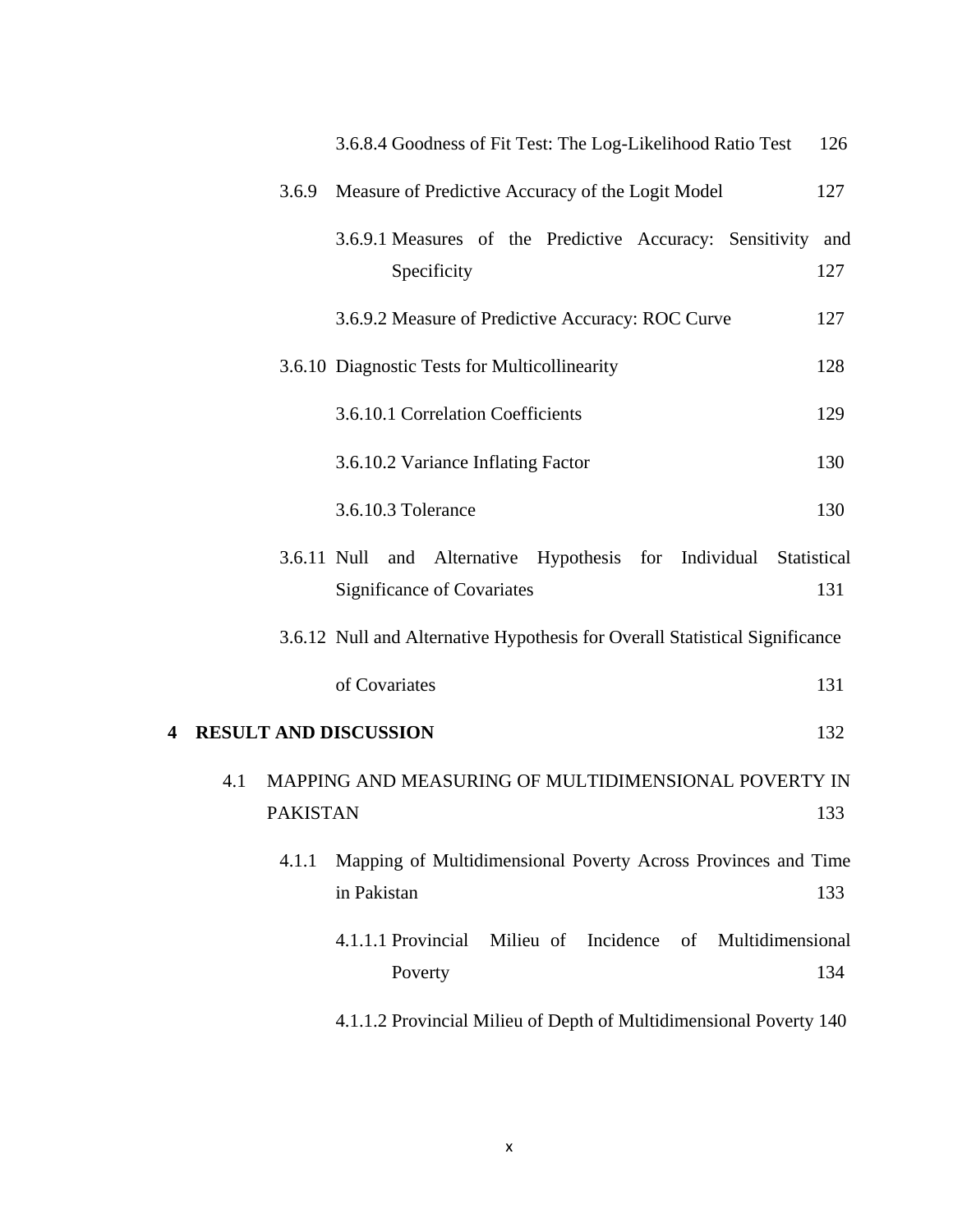3.6.8.4 Goodness of Fit Test: The Log-Likelihood Ratio Test 126

3.6.9 Measure of Predictive Accuracy of the Logit Model 127

3.6.9.1 Measures of the Predictive Accuracy: Sensitivity and Specificity 127

3.6.9.2 Measure of Predictive Accuracy: ROC Curve 127

3.6.10 Diagnostic Tests for Multicollinearity 128

3.6.10.1 Correlation Coefficients 129

3.6.10.2 Variance Inflating Factor 130

3.6.10.3 Tolerance 130

3.6.11 Null and Alternative Hypothesis for Individual Statistical Significance of Covariates 131

3.6.12 Null and Alternative Hypothesis for Overall Statistical Significance of Covariates 131

**4 RESULT AND DISCUSSION** 132

4.1 MAPPING AND MEASURING OF MULTIDIMENSIONAL POVERTY IN PAKISTAN 133

4.1.1 Mapping of Multidimensional Poverty Across Provinces and Time in Pakistan 133

4.1.1.1 Provincial Milieu of Incidence of Multidimensional Poverty 134

4.1.1.2 Provincial Milieu of Depth of Multidimensional Poverty 140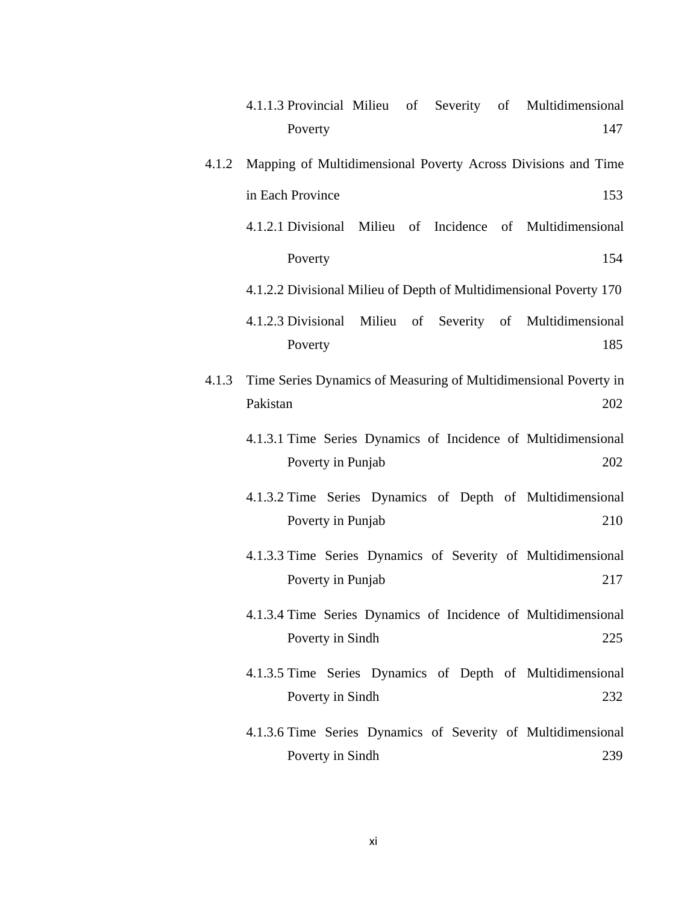4.1.1.3 Provincial Milieu of Severity of Multidimensional Poverty 147

4.1.2 Mapping of Multidimensional Poverty Across Divisions and Time in Each Province 153

4.1.2.1 Divisional Milieu of Incidence of Multidimensional Poverty 154

4.1.2.2 Divisional Milieu of Depth of Multidimensional Poverty 170

4.1.2.3 Divisional Milieu of Severity of Multidimensional Poverty 185

4.1.3 Time Series Dynamics of Measuring of Multidimensional Poverty in Pakistan 202

4.1.3.1 Time Series Dynamics of Incidence of Multidimensional Poverty in Punjab 202

4.1.3.2 Time Series Dynamics of Depth of Multidimensional Poverty in Punjab 210

4.1.3.3 Time Series Dynamics of Severity of Multidimensional Poverty in Punjab 217

4.1.3.4 Time Series Dynamics of Incidence of Multidimensional Poverty in Sindh 225

4.1.3.5 Time Series Dynamics of Depth of Multidimensional Poverty in Sindh 232

4.1.3.6 Time Series Dynamics of Severity of Multidimensional Poverty in Sindh 239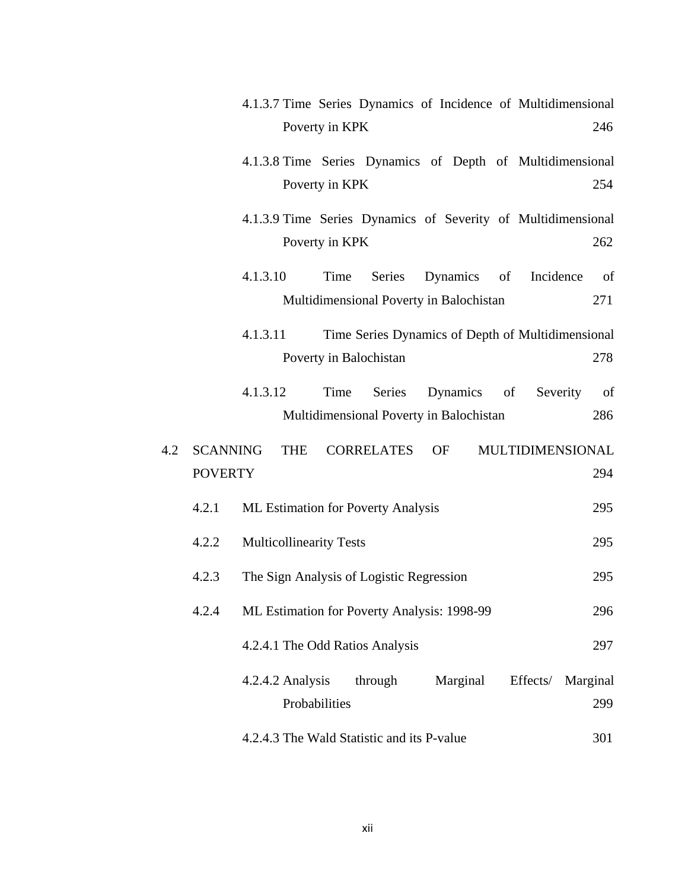4.1.3.7 Time Series Dynamics of Incidence of Multidimensional Poverty in KPK 246

4.1.3.8 Time Series Dynamics of Depth of Multidimensional Poverty in KPK 254

4.1.3.9 Time Series Dynamics of Severity of Multidimensional Poverty in KPK 262

4.1.3.10 Time Series Dynamics of Incidence of Multidimensional Poverty in Balochistan 271

4.1.3.11 Time Series Dynamics of Depth of Multidimensional Poverty in Balochistan 278

4.1.3.12 Time Series Dynamics of Severity of Multidimensional Poverty in Balochistan 286

4.2 SCANNING THE CORRELATES OF MULTIDIMENSIONAL POVERTY 294

4.2.1 ML Estimation for Poverty Analysis 295

4.2.2 Multicollinearity Tests 295

4.2.3 The Sign Analysis of Logistic Regression 295

4.2.4 ML Estimation for Poverty Analysis: 1998-99 296

4.2.4.1 The Odd Ratios Analysis 297

4.2.4.2 Analysis through Marginal Effects/ Marginal Probabilities 299

4.2.4.3 The Wald Statistic and its P-value 301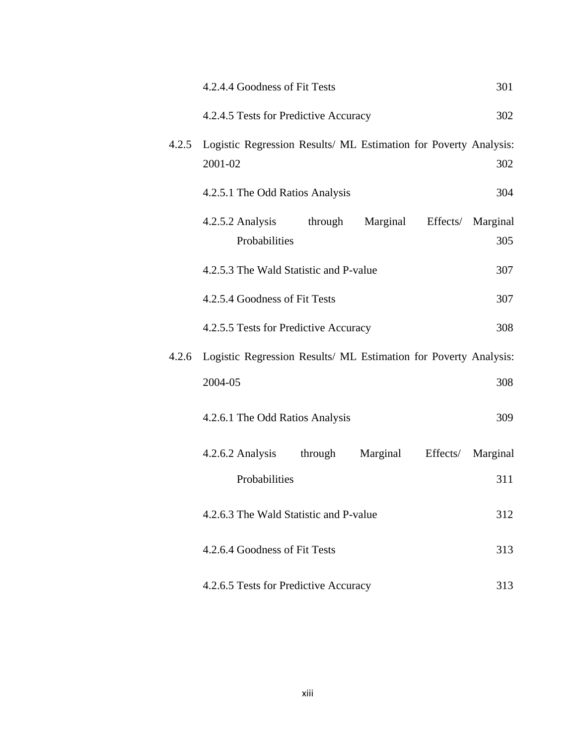4.2.4.4 Goodness of Fit Tests 301

4.2.4.5 Tests for Predictive Accuracy 302

4.2.5 Logistic Regression Results/ ML Estimation for Poverty Analysis: 2001-02 302

4.2.5.1 The Odd Ratios Analysis 304

4.2.5.2 Analysis through Marginal Effects/ Marginal Probabilities 305

4.2.5.3 The Wald Statistic and P-value 307

4.2.5.4 Goodness of Fit Tests 307

4.2.5.5 Tests for Predictive Accuracy 308

4.2.6 Logistic Regression Results/ ML Estimation for Poverty Analysis: 2004-05 308

4.2.6.1 The Odd Ratios Analysis 309

4.2.6.2 Analysis through Marginal Effects/ Marginal Probabilities 311

4.2.6.3 The Wald Statistic and P-value 312

4.2.6.4 Goodness of Fit Tests 313

4.2.6.5 Tests for Predictive Accuracy 313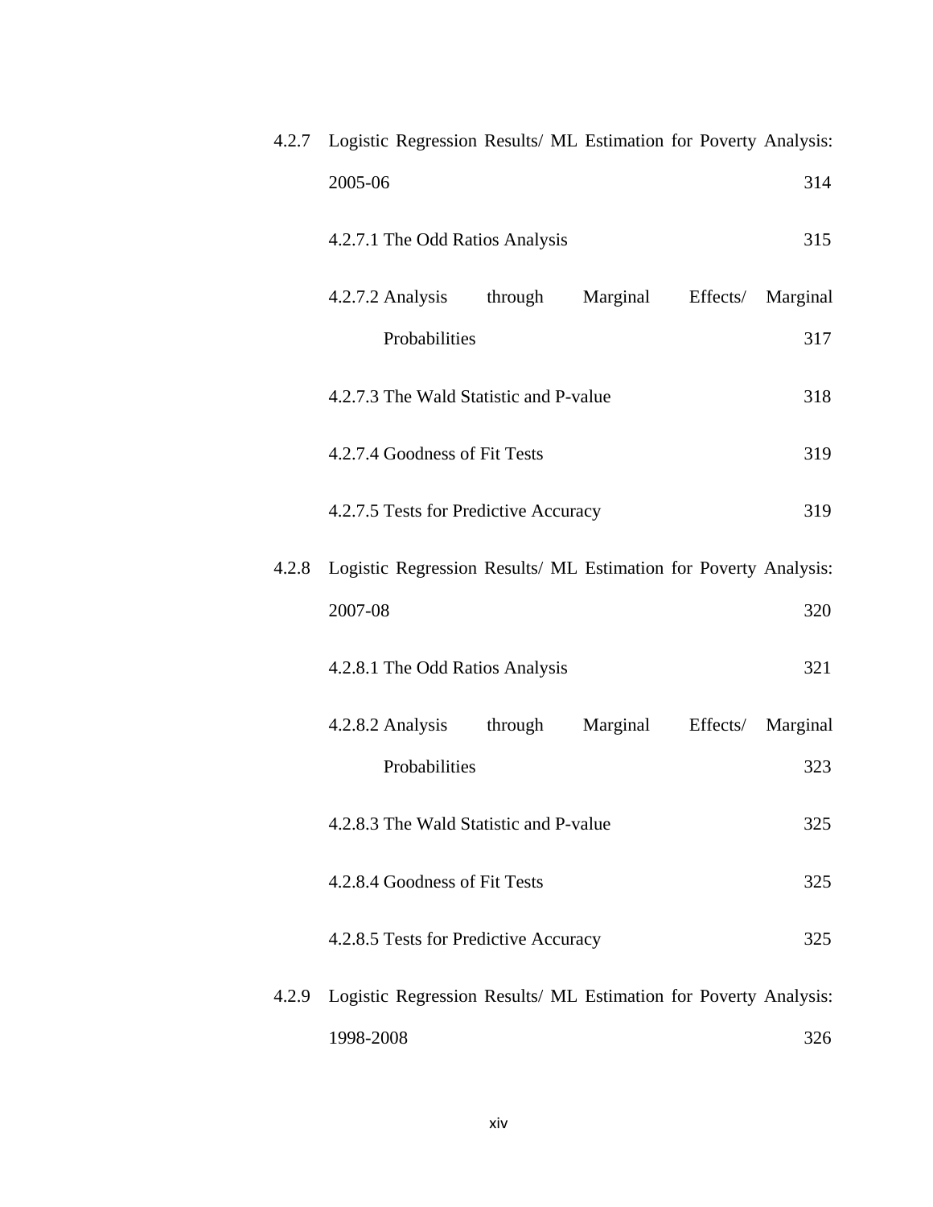4.2.7 Logistic Regression Results/ ML Estimation for Poverty Analysis: 2005-06 ... 314

- 4.2.7.1 The Odd Ratios Analysis ... 315
- 4.2.7.2 Analysis through Marginal Effects/ Marginal Probabilities ... 317
- 4.2.7.3 The Wald Statistic and P-value ... 318
- 4.2.7.4 Goodness of Fit Tests ... 319
- 4.2.7.5 Tests for Predictive Accuracy ... 319

4.2.8 Logistic Regression Results/ ML Estimation for Poverty Analysis: 2007-08 ... 320

- 4.2.8.1 The Odd Ratios Analysis ... 321
- 4.2.8.2 Analysis through Marginal Effects/ Marginal Probabilities ... 323
- 4.2.8.3 The Wald Statistic and P-value ... 325
- 4.2.8.4 Goodness of Fit Tests ... 325
- 4.2.8.5 Tests for Predictive Accuracy ... 325

4.2.9 Logistic Regression Results/ ML Estimation for Poverty Analysis: 1998-2008 ... 326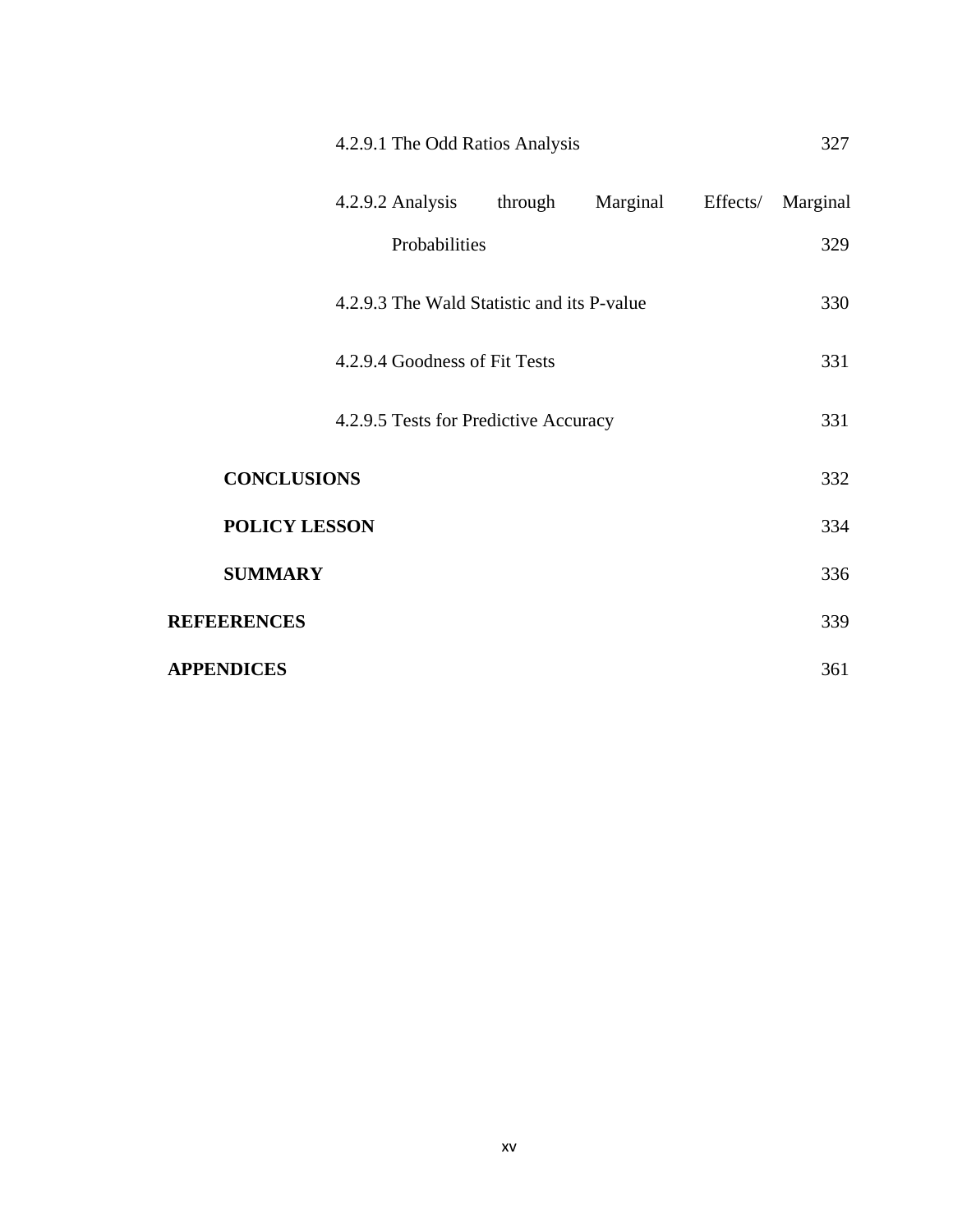4.2.9.1 The Odd Ratios Analysis 327

4.2.9.2 Analysis through Marginal Effects/ Marginal Probabilities 329

4.2.9.3 The Wald Statistic and its P-value 330

4.2.9.4 Goodness of Fit Tests 331

4.2.9.5 Tests for Predictive Accuracy 331

**CONCLUSIONS** 332

**POLICY LESSON** 334

**SUMMARY** 336

**REFEERENCES** 339

**APPENDICES** 361